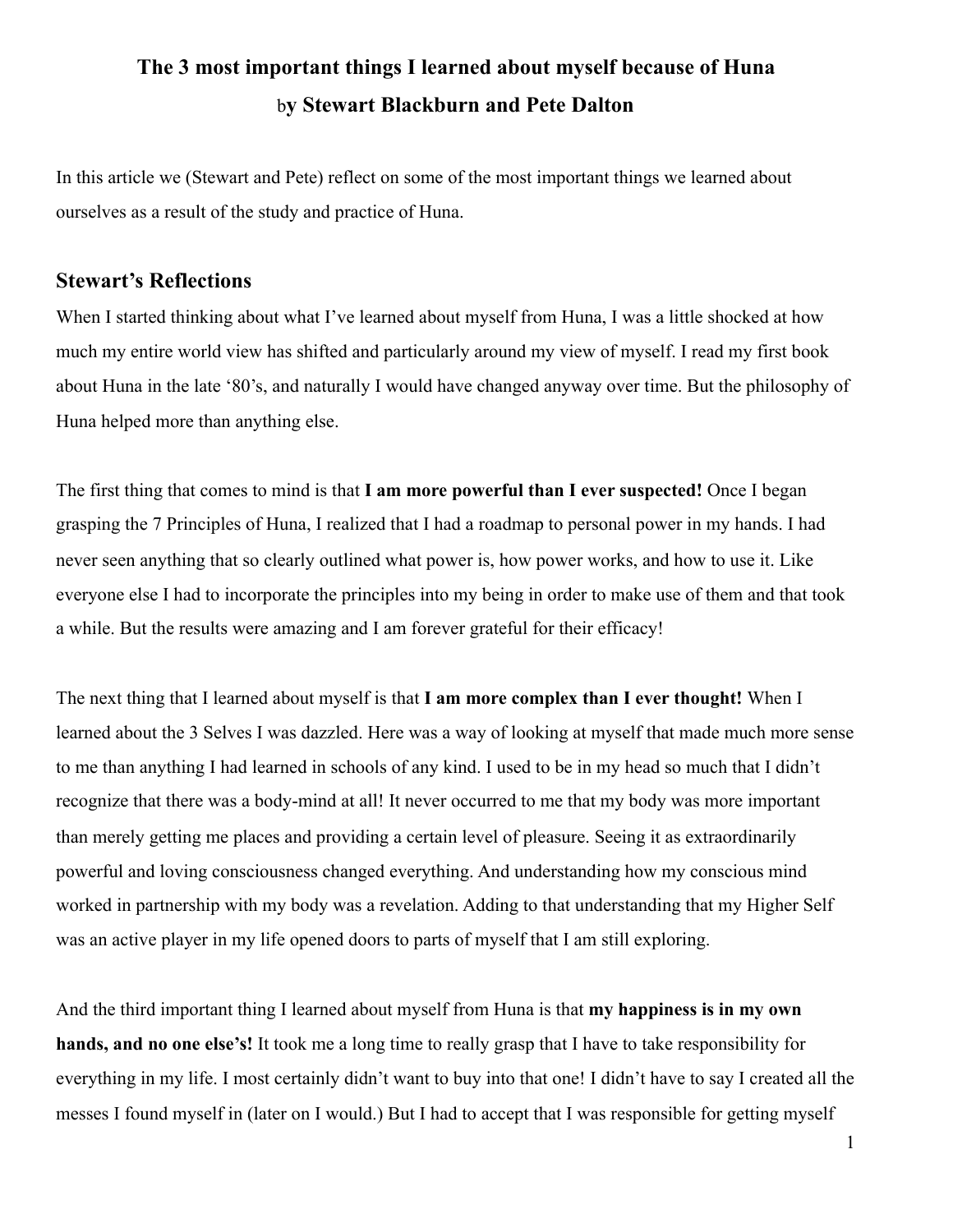# The 3 most important things I learned about myself because of Huna
## by Stewart Blackburn and Pete Dalton

In this article we (Stewart and Pete) reflect on some of the most important things we learned about ourselves as a result of the study and practice of Huna.

## Stewart's Reflections

When I started thinking about what I've learned about myself from Huna, I was a little shocked at how much my entire world view has shifted and particularly around my view of myself. I read my first book about Huna in the late '80's, and naturally I would have changed anyway over time. But the philosophy of Huna helped more than anything else.

The first thing that comes to mind is that **I am more powerful than I ever suspected!** Once I began grasping the 7 Principles of Huna, I realized that I had a roadmap to personal power in my hands. I had never seen anything that so clearly outlined what power is, how power works, and how to use it. Like everyone else I had to incorporate the principles into my being in order to make use of them and that took a while. But the results were amazing and I am forever grateful for their efficacy!

The next thing that I learned about myself is that **I am more complex than I ever thought!** When I learned about the 3 Selves I was dazzled. Here was a way of looking at myself that made much more sense to me than anything I had learned in schools of any kind. I used to be in my head so much that I didn't recognize that there was a body-mind at all! It never occurred to me that my body was more important than merely getting me places and providing a certain level of pleasure. Seeing it as extraordinarily powerful and loving consciousness changed everything. And understanding how my conscious mind worked in partnership with my body was a revelation. Adding to that understanding that my Higher Self was an active player in my life opened doors to parts of myself that I am still exploring.

And the third important thing I learned about myself from Huna is that **my happiness is in my own hands, and no one else's!** It took me a long time to really grasp that I have to take responsibility for everything in my life. I most certainly didn't want to buy into that one! I didn't have to say I created all the messes I found myself in (later on I would.) But I had to accept that I was responsible for getting myself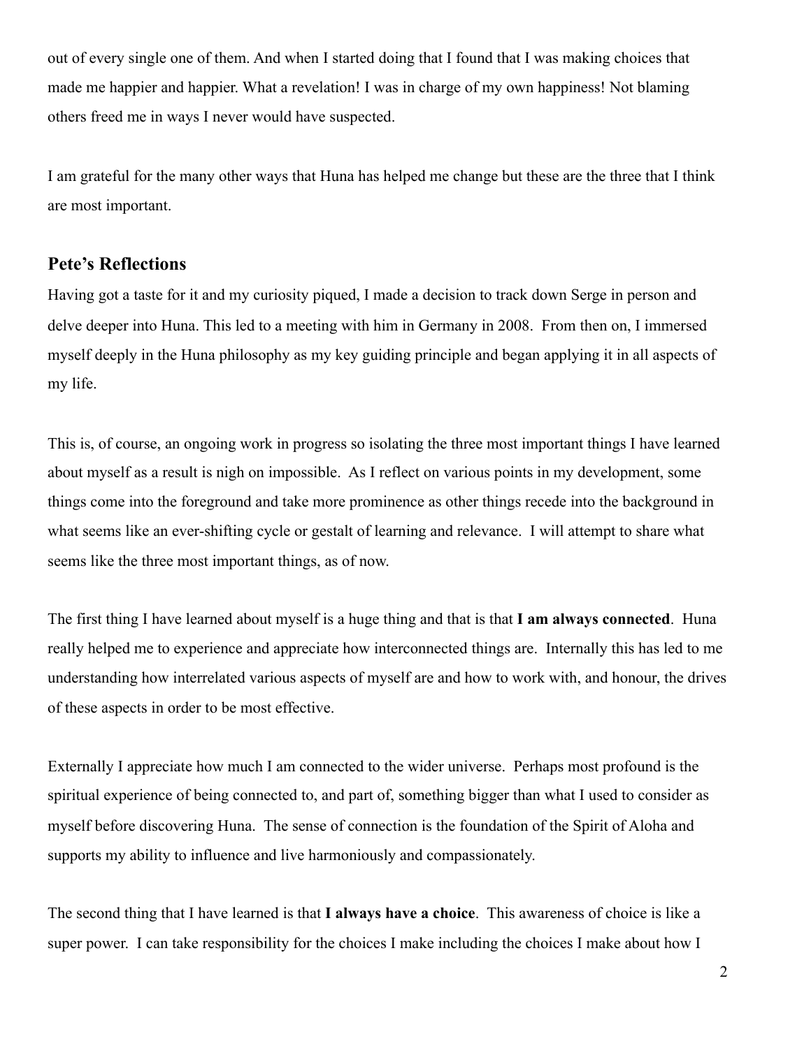out of every single one of them. And when I started doing that I found that I was making choices that made me happier and happier. What a revelation! I was in charge of my own happiness! Not blaming others freed me in ways I never would have suspected.

I am grateful for the many other ways that Huna has helped me change but these are the three that I think are most important.

## Pete's Reflections

Having got a taste for it and my curiosity piqued, I made a decision to track down Serge in person and delve deeper into Huna. This led to a meeting with him in Germany in 2008. From then on, I immersed myself deeply in the Huna philosophy as my key guiding principle and began applying it in all aspects of my life.

This is, of course, an ongoing work in progress so isolating the three most important things I have learned about myself as a result is nigh on impossible. As I reflect on various points in my development, some things come into the foreground and take more prominence as other things recede into the background in what seems like an ever-shifting cycle or gestalt of learning and relevance. I will attempt to share what seems like the three most important things, as of now.

The first thing I have learned about myself is a huge thing and that is that **I am always connected**. Huna really helped me to experience and appreciate how interconnected things are. Internally this has led to me understanding how interrelated various aspects of myself are and how to work with, and honour, the drives of these aspects in order to be most effective.

Externally I appreciate how much I am connected to the wider universe. Perhaps most profound is the spiritual experience of being connected to, and part of, something bigger than what I used to consider as myself before discovering Huna. The sense of connection is the foundation of the Spirit of Aloha and supports my ability to influence and live harmoniously and compassionately.

The second thing that I have learned is that **I always have a choice**. This awareness of choice is like a super power. I can take responsibility for the choices I make including the choices I make about how I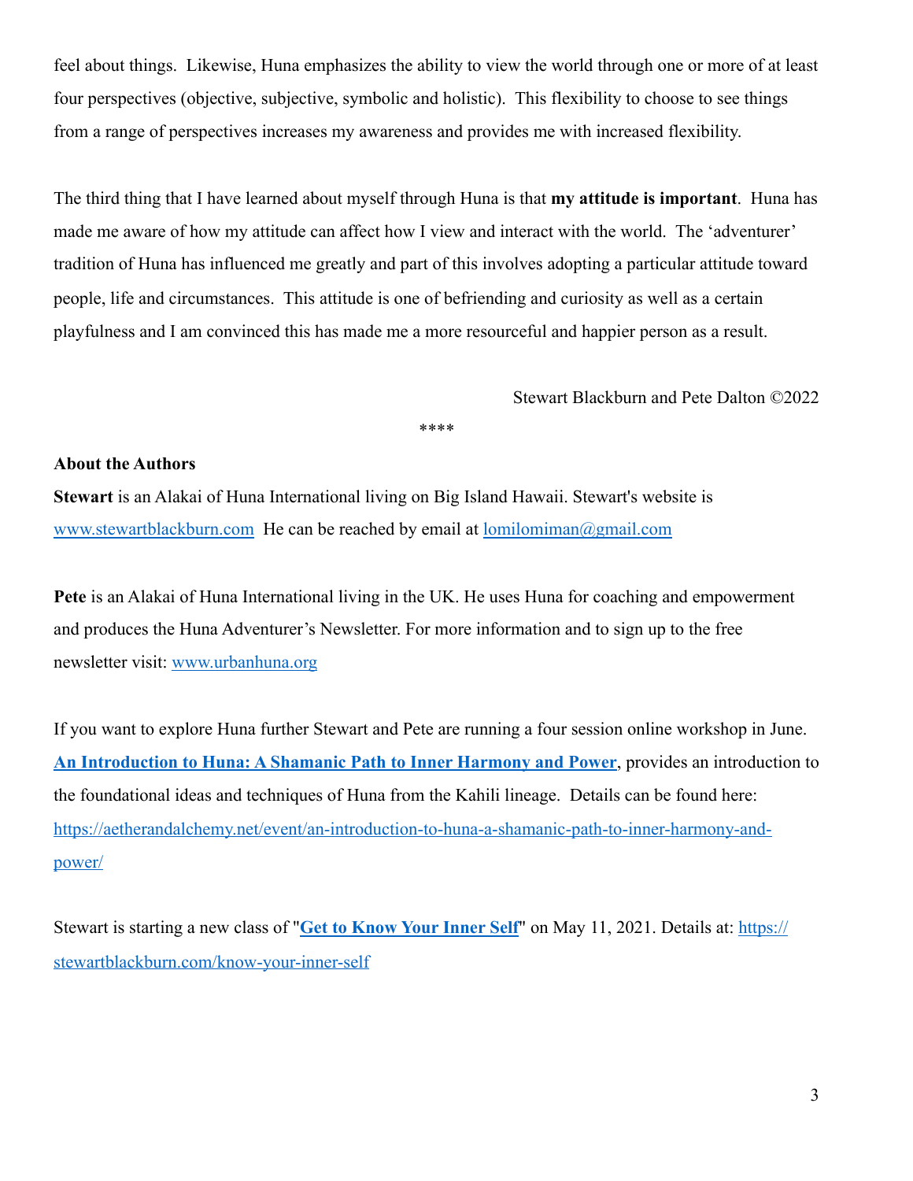feel about things. Likewise, Huna emphasizes the ability to view the world through one or more of at least four perspectives (objective, subjective, symbolic and holistic). This flexibility to choose to see things from a range of perspectives increases my awareness and provides me with increased flexibility.

The third thing that I have learned about myself through Huna is that **my attitude is important**. Huna has made me aware of how my attitude can affect how I view and interact with the world. The 'adventurer' tradition of Huna has influenced me greatly and part of this involves adopting a particular attitude toward people, life and circumstances. This attitude is one of befriending and curiosity as well as a certain playfulness and I am convinced this has made me a more resourceful and happier person as a result.

Stewart Blackburn and Pete Dalton ©2022

****

**About the Authors**

**Stewart** is an Alakai of Huna International living on Big Island Hawaii. Stewart's website is [www.stewartblackburn.com](http://www.stewartblackburn.com) He can be reached by email at [lomilomiman@gmail.com](mailto:lomilomiman@gmail.com)

**Pete** is an Alakai of Huna International living in the UK. He uses Huna for coaching and empowerment and produces the Huna Adventurer's Newsletter. For more information and to sign up to the free newsletter visit: [www.urbanhuna.org](http://www.urbanhuna.org)

If you want to explore Huna further Stewart and Pete are running a four session online workshop in June. **[An Introduction to Huna: A Shamanic Path to Inner Harmony and Power](https://aetherandalchemy.net/event/an-introduction-to-huna-a-shamanic-path-to-inner-harmony-and-power/)**, provides an introduction to the foundational ideas and techniques of Huna from the Kahili lineage. Details can be found here: [https://aetherandalchemy.net/event/an-introduction-to-huna-a-shamanic-path-to-inner-harmony-and-power/](https://aetherandalchemy.net/event/an-introduction-to-huna-a-shamanic-path-to-inner-harmony-and-power/)

Stewart is starting a new class of "**[Get to Know Your Inner Self](https://stewartblackburn.com/know-your-inner-self)**" on May 11, 2021. Details at: [https://stewartblackburn.com/know-your-inner-self](https://stewartblackburn.com/know-your-inner-self)